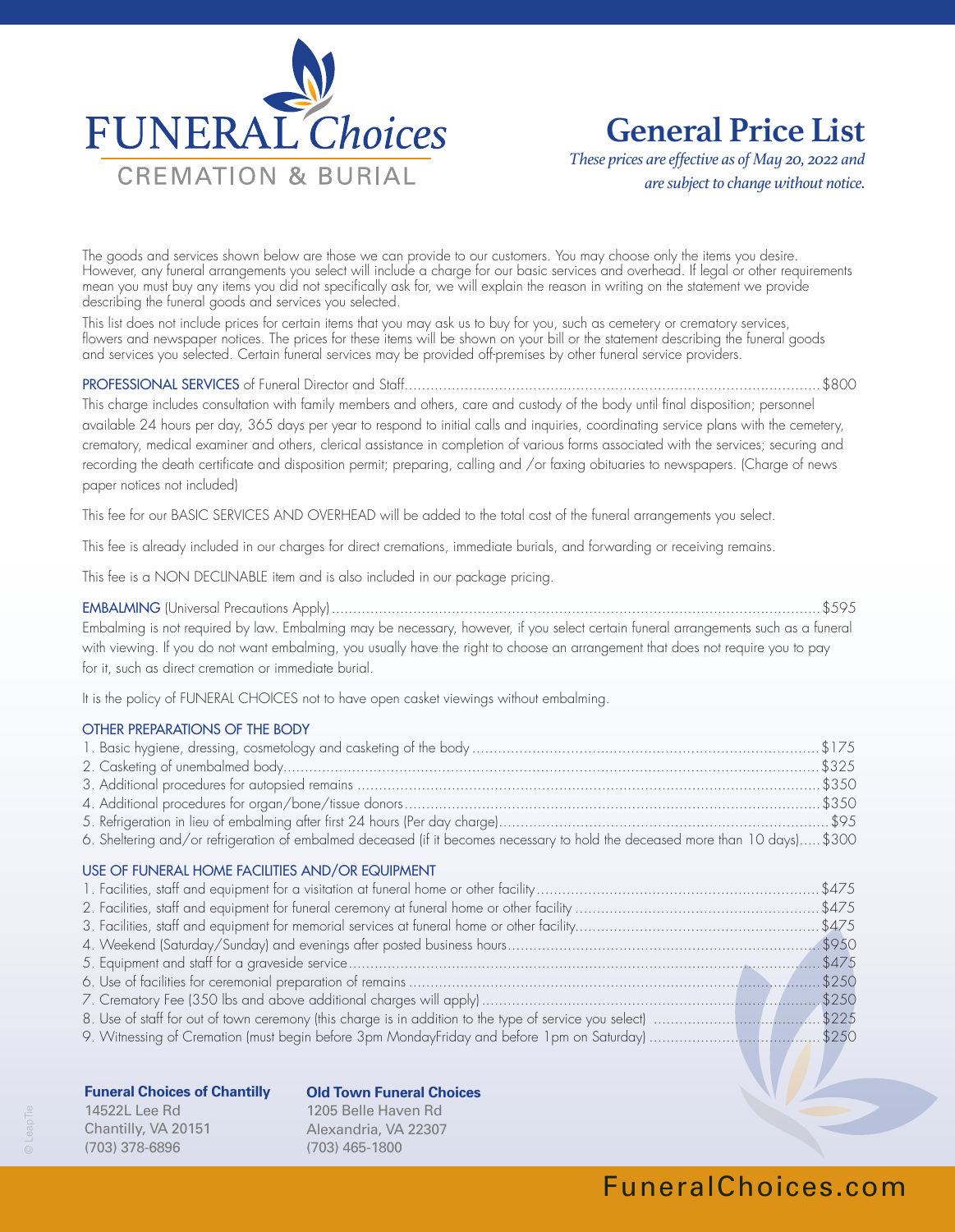# FUNERAL *Choices*

CREMATION & BURIAL

# General Price List

*These prices are effective as of May 20, 2022 and are subject to change without notice.*

The goods and services shown below are those we can provide to our customers. You may choose only the items you desire. However, any funeral arrangements you select will include a charge for our basic services and overhead. If legal or other requirements mean you must buy any items you did not specifically ask for, we will explain the reason in writing on the statement we provide describing the funeral goods and services you selected.

This list does not include prices for certain items that you may ask us to buy for you, such as cemetery or crematory services, flowers and newspaper notices. The prices for these items will be shown on your bill or the statement describing the funeral goods and services you selected. Certain funeral services may be provided off-premises by other funeral service providers.

**PROFESSIONAL SERVICES** of Funeral Director and Staff............ $800

This charge includes consultation with family members and others, care and custody of the body until final disposition; personnel available 24 hours per day, 365 days per year to respond to initial calls and inquiries, coordinating service plans with the cemetery, crematory, medical examiner and others, clerical assistance in completion of various forms associated with the services; securing and recording the death certificate and disposition permit; preparing, calling and /or faxing obituaries to newspapers. (Charge of news paper notices not included)

This fee for our BASIC SERVICES AND OVERHEAD will be added to the total cost of the funeral arrangements you select.

This fee is already included in our charges for direct cremations, immediate burials, and forwarding or receiving remains.

This fee is a NON DECLINABLE item and is also included in our package pricing.

**EMBALMING** (Universal Precautions Apply)............ $595

Embalming is not required by law. Embalming may be necessary, however, if you select certain funeral arrangements such as a funeral with viewing. If you do not want embalming, you usually have the right to choose an arrangement that does not require you to pay for it, such as direct cremation or immediate burial.

It is the policy of FUNERAL CHOICES not to have open casket viewings without embalming.

### OTHER PREPARATIONS OF THE BODY

1. Basic hygiene, dressing, cosmetology and casketing of the body............ $175
2. Casketing of unembalmed body............ $325
3. Additional procedures for autopsied remains............ $350
4. Additional procedures for organ/bone/tissue donors............ $350
5. Refrigeration in lieu of embalming after first 24 hours (Per day charge)............ $95
6. Sheltering and/or refrigeration of embalmed deceased (if it becomes necessary to hold the deceased more than 10 days)............ $300

### USE OF FUNERAL HOME FACILITIES AND/OR EQUIPMENT

1. Facilities, staff and equipment for a visitation at funeral home or other facility............ $475
2. Facilities, staff and equipment for funeral ceremony at funeral home or other facility............ $475
3. Facilities, staff and equipment for memorial services at funeral home or other facility............ $475
4. Weekend (Saturday/Sunday) and evenings after posted business hours............ $950
5. Equipment and staff for a graveside service............ $475
6. Use of facilities for ceremonial preparation of remains............ $250
7. Crematory Fee (350 lbs and above additional charges will apply)............ $250
8. Use of staff for out of town ceremony (this charge is in addition to the type of service you select)............ $225
9. Witnessing of Cremation (must begin before 3pm MondayFriday and before 1pm on Saturday)............ $250

**Funeral Choices of Chantilly**
14522L Lee Rd
Chantilly, VA 20151
(703) 378-6896

**Old Town Funeral Choices**
1205 Belle Haven Rd
Alexandria, VA 22307
(703) 465-1800

FuneralChoices.com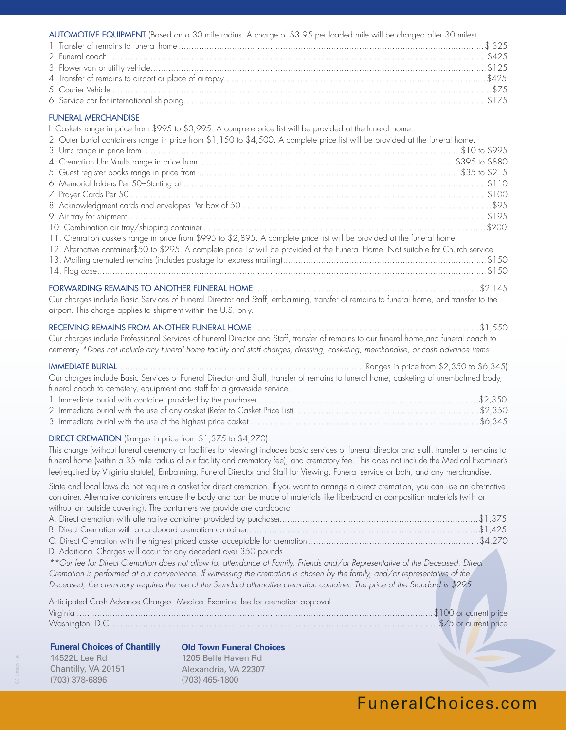## AUTOMOTIVE EQUIPMENT (Based on a 30 mile radius. A charge of $3.95 per loaded mile will be charged after 30 miles)

| | |
|---|---|
| 1. Transfer of remains to funeral home | $ 325 |
| 2. Funeral coach | $425 |
| 3. Flower van or utility vehicle | $125 |
| 4. Transfer of remains to airport or place of autopsy | $425 |
| 5. Courier Vehicle | $75 |
| 6. Service car for international shipping | $175 |

## FUNERAL MERCHANDISE

l. Caskets range in price from $995 to $3,995. A complete price list will be provided at the funeral home.

2. Outer burial containers range in price from $1,150 to $4,500. A complete price list will be provided at the funeral home.

| | |
|---|---|
| 3. Urns range in price from | $10 to $995 |
| 4. Cremation Urn Vaults range in price from | $395 to $880 |
| 5. Guest register books range in price from | $35 to $215 |
| 6. Memorial folders Per 50–Starting at | $110 |
| 7. Prayer Cards Per 50 | $100 |
| 8. Acknowledgment cards and envelopes Per box of 50 | $95 |
| 9. Air tray for shipment | $195 |
| 10. Combination air tray/shipping container | $200 |

11. Cremation caskets range in price from $995 to $2,895. A complete price list will be provided at the funeral home.

12. Alternative container$50 to $295. A complete price list will be provided at the Funeral Home. Not suitable for Church service.

| | |
|---|---|
| 13. Mailing cremated remains (includes postage for express mailing) | $150 |
| 14. Flag case | $150 |

## FORWARDING REMAINS TO ANOTHER FUNERAL HOME ........ $2,145

Our charges include Basic Services of Funeral Director and Staff, embalming, transfer of remains to funeral home, and transfer to the airport. This charge applies to shipment within the U.S. only.

## RECEIVING REMAINS FROM ANOTHER FUNERAL HOME ........ $1,550

Our charges include Professional Services of Funeral Director and Staff, transfer of remains to our funeral home,and funeral coach to cemetery *\*Does not include any funeral home facility and staff charges, dressing, casketing, merchandise, or cash advance items*

## IMMEDIATE BURIAL........ (Ranges in price from $2,350 to $6,345)

Our charges include Basic Services of Funeral Director and Staff, transfer of remains to funeral home, casketing of unembalmed body, funeral coach to cemetery, equipment and staff for a graveside service.

| | |
|---|---|
| 1. Immediate burial with container provided by the purchaser | $2,350 |
| 2. Immediate burial with the use of any casket (Refer to Casket Price List) | $2,350 |
| 3. Immediate burial with the use of the highest price casket | $6,345 |

## DIRECT CREMATION (Ranges in price from $1,375 to $4,270)

This charge (without funeral ceremony or facilities for viewing) includes basic services of funeral director and staff, transfer of remains to funeral home (within a 35 mile radius of our facility and crematory fee), and crematory fee. This does not include the Medical Examiner's fee(required by Virginia statute), Embalming, Funeral Director and Staff for Viewing, Funeral service or both, and any merchandise.

State and local laws do not require a casket for direct cremation. If you want to arrange a direct cremation, you can use an alternative container. Alternative containers encase the body and can be made of materials like fiberboard or composition materials (with or without an outside covering). The containers we provide are cardboard.

| | |
|---|---|
| A. Direct cremation with alternative container provided by purchaser | $1,375 |
| B. Direct Cremation with a cardboard cremation container | $1,425 |
| C. Direct Cremation with the highest priced casket acceptable for cremation | $4,270 |

D. Additional Charges will occur for any decedent over 350 pounds

*\*\*Our fee for Direct Cremation does not allow for attendance of Family, Friends and/or Representative of the Deceased. Direct Cremation is performed at our convenience. If witnessing the cremation is chosen by the family, and/or representative of the Deceased, the crematory requires the use of the Standard alternative cremation container. The price of the Standard is $295*

Anticipated Cash Advance Charges. Medical Examiner fee for cremation approval

| | |
|---|---|
| Virginia | $100 or current price |
| Washington, D.C | $75 or current price |

**Funeral Choices of Chantilly**
14522L Lee Rd
Chantilly, VA 20151
(703) 378-6896

**Old Town Funeral Choices**
1205 Belle Haven Rd
Alexandria, VA 22307
(703) 465-1800

FuneralChoices.com